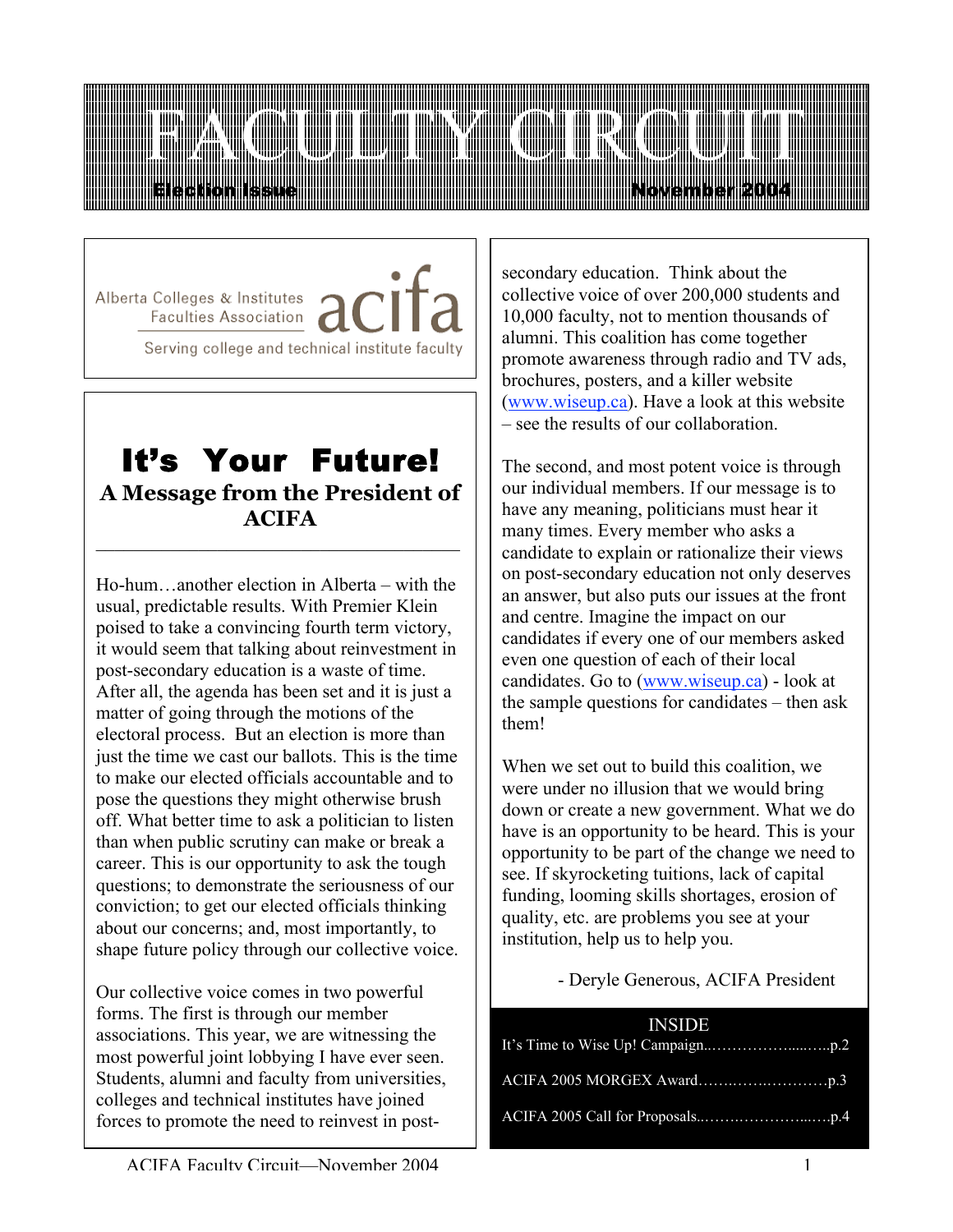# FACULTY CIRCUIT

**Election Issue** — **November 2004**

Alberta Colleges & Institutes Faculties Association **acifa**

Serving college and technical institute faculty

## It's Your Future!

### A Message from the President of ACIFA

Ho-hum…another election in Alberta – with the usual, predictable results. With Premier Klein poised to take a convincing fourth term victory, it would seem that talking about reinvestment in post-secondary education is a waste of time. After all, the agenda has been set and it is just a matter of going through the motions of the electoral process. But an election is more than just the time we cast our ballots. This is the time to make our elected officials accountable and to pose the questions they might otherwise brush off. What better time to ask a politician to listen than when public scrutiny can make or break a career. This is our opportunity to ask the tough questions; to demonstrate the seriousness of our conviction; to get our elected officials thinking about our concerns; and, most importantly, to shape future policy through our collective voice.

Our collective voice comes in two powerful forms. The first is through our member associations. This year, we are witnessing the most powerful joint lobbying I have ever seen. Students, alumni and faculty from universities, colleges and technical institutes have joined forces to promote the need to reinvest in post-secondary education. Think about the collective voice of over 200,000 students and 10,000 faculty, not to mention thousands of alumni. This coalition has come together promote awareness through radio and TV ads, brochures, posters, and a killer website (www.wiseup.ca). Have a look at this website – see the results of our collaboration.

The second, and most potent voice is through our individual members. If our message is to have any meaning, politicians must hear it many times. Every member who asks a candidate to explain or rationalize their views on post-secondary education not only deserves an answer, but also puts our issues at the front and centre. Imagine the impact on our candidates if every one of our members asked even one question of each of their local candidates. Go to (www.wiseup.ca) - look at the sample questions for candidates – then ask them!

When we set out to build this coalition, we were under no illusion that we would bring down or create a new government. What we do have is an opportunity to be heard. This is your opportunity to be part of the change we need to see. If skyrocketing tuitions, lack of capital funding, looming skills shortages, erosion of quality, etc. are problems you see at your institution, help us to help you.

- Deryle Generous, ACIFA President

**INSIDE**

It's Time to Wise Up! Campaign………………......…..p.2

ACIFA 2005 MORGEX Award………………………p.3

ACIFA 2005 Call for Proposals..………………...….p.4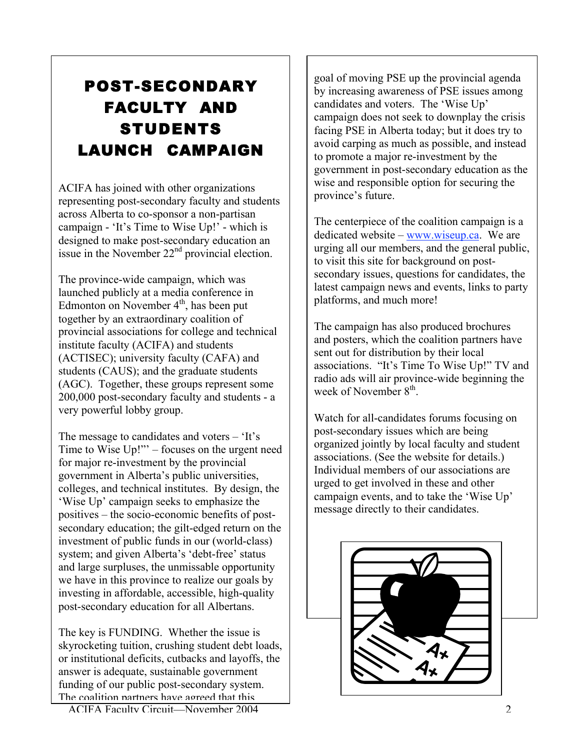# POST-SECONDARY FACULTY AND STUDENTS LAUNCH CAMPAIGN

ACIFA has joined with other organizations representing post-secondary faculty and students across Alberta to co-sponsor a non-partisan campaign - 'It's Time to Wise Up!' - which is designed to make post-secondary education an issue in the November 22nd provincial election.

The province-wide campaign, which was launched publicly at a media conference in Edmonton on November 4th, has been put together by an extraordinary coalition of provincial associations for college and technical institute faculty (ACIFA) and students (ACTISEC); university faculty (CAFA) and students (CAUS); and the graduate students (AGC). Together, these groups represent some 200,000 post-secondary faculty and students - a very powerful lobby group.

The message to candidates and voters – 'It's Time to Wise Up!"' – focuses on the urgent need for major re-investment by the provincial government in Alberta's public universities, colleges, and technical institutes. By design, the 'Wise Up' campaign seeks to emphasize the positives – the socio-economic benefits of post-secondary education; the gilt-edged return on the investment of public funds in our (world-class) system; and given Alberta's 'debt-free' status and large surpluses, the unmissable opportunity we have in this province to realize our goals by investing in affordable, accessible, high-quality post-secondary education for all Albertans.

The key is FUNDING. Whether the issue is skyrocketing tuition, crushing student debt loads, or institutional deficits, cutbacks and layoffs, the answer is adequate, sustainable government funding of our public post-secondary system. The coalition partners have agreed that this goal of moving PSE up the provincial agenda by increasing awareness of PSE issues among candidates and voters. The 'Wise Up' campaign does not seek to downplay the crisis facing PSE in Alberta today; but it does try to avoid carping as much as possible, and instead to promote a major re-investment by the government in post-secondary education as the wise and responsible option for securing the province's future.

The centerpiece of the coalition campaign is a dedicated website – www.wiseup.ca. We are urging all our members, and the general public, to visit this site for background on post-secondary issues, questions for candidates, the latest campaign news and events, links to party platforms, and much more!

The campaign has also produced brochures and posters, which the coalition partners have sent out for distribution by their local associations. "It's Time To Wise Up!" TV and radio ads will air province-wide beginning the week of November 8th.

Watch for all-candidates forums focusing on post-secondary issues which are being organized jointly by local faculty and student associations. (See the website for details.) Individual members of our associations are urged to get involved in these and other campaign events, and to take the 'Wise Up' message directly to their candidates.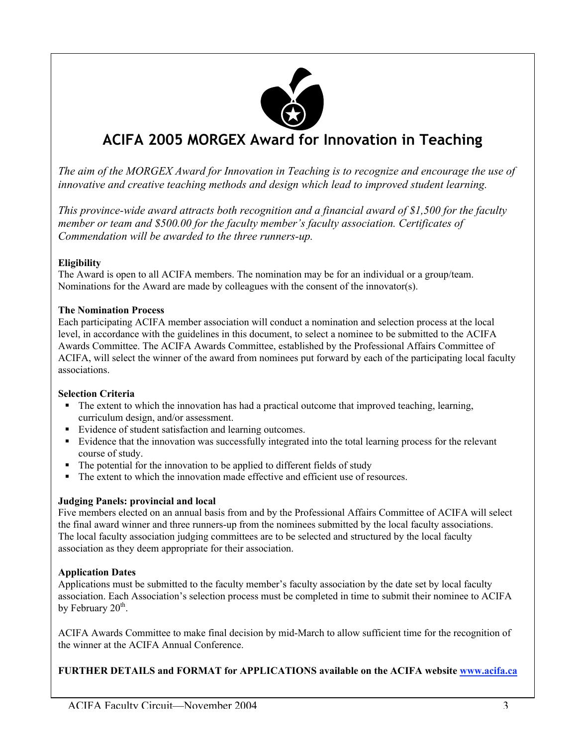# ACIFA 2005 MORGEX Award for Innovation in Teaching

*The aim of the MORGEX Award for Innovation in Teaching is to recognize and encourage the use of innovative and creative teaching methods and design which lead to improved student learning.*

*This province-wide award attracts both recognition and a financial award of $1,500 for the faculty member or team and $500.00 for the faculty member's faculty association. Certificates of Commendation will be awarded to the three runners-up.*

**Eligibility**
The Award is open to all ACIFA members. The nomination may be for an individual or a group/team. Nominations for the Award are made by colleagues with the consent of the innovator(s).

**The Nomination Process**
Each participating ACIFA member association will conduct a nomination and selection process at the local level, in accordance with the guidelines in this document, to select a nominee to be submitted to the ACIFA Awards Committee. The ACIFA Awards Committee, established by the Professional Affairs Committee of ACIFA, will select the winner of the award from nominees put forward by each of the participating local faculty associations.

**Selection Criteria**

- The extent to which the innovation has had a practical outcome that improved teaching, learning, curriculum design, and/or assessment.
- Evidence of student satisfaction and learning outcomes.
- Evidence that the innovation was successfully integrated into the total learning process for the relevant course of study.
- The potential for the innovation to be applied to different fields of study
- The extent to which the innovation made effective and efficient use of resources.

**Judging Panels: provincial and local**
Five members elected on an annual basis from and by the Professional Affairs Committee of ACIFA will select the final award winner and three runners-up from the nominees submitted by the local faculty associations. The local faculty association judging committees are to be selected and structured by the local faculty association as they deem appropriate for their association.

**Application Dates**
Applications must be submitted to the faculty member's faculty association by the date set by local faculty association. Each Association's selection process must be completed in time to submit their nominee to ACIFA by February 20th.

ACIFA Awards Committee to make final decision by mid-March to allow sufficient time for the recognition of the winner at the ACIFA Annual Conference.

**FURTHER DETAILS and FORMAT for APPLICATIONS available on the ACIFA website [www.acifa.ca](http://www.acifa.ca)**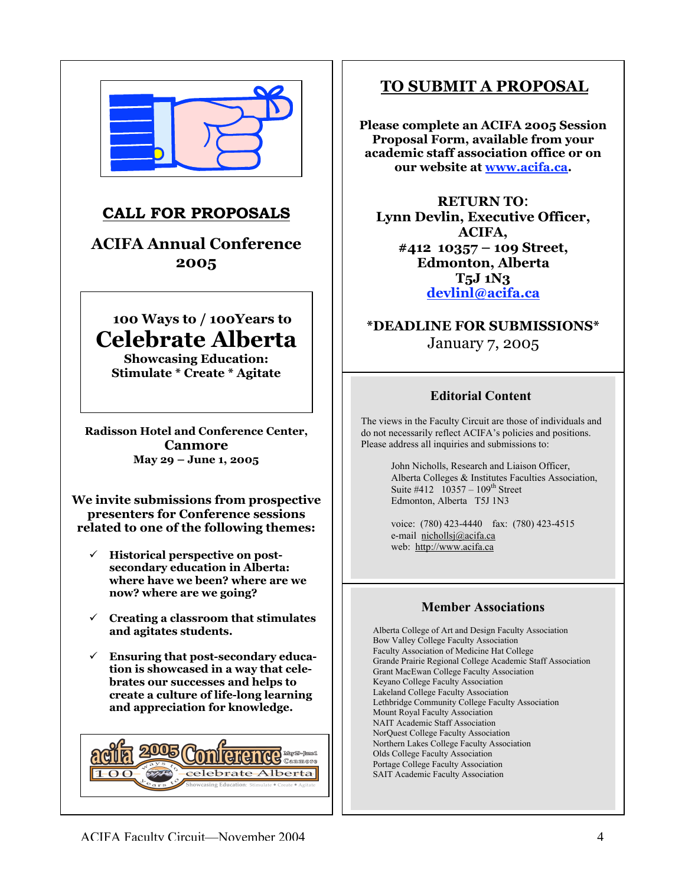## CALL FOR PROPOSALS

### ACIFA Annual Conference 2005

**100 Ways to / 100Years to**

**Celebrate Alberta**

**Showcasing Education:**
**Stimulate * Create * Agitate**

**Radisson Hotel and Conference Center,**
**Canmore**
**May 29 – June 1, 2005**

**We invite submissions from prospective presenters for Conference sessions related to one of the following themes:**

- ✓ **Historical perspective on post-secondary education in Alberta: where have we been? where are we now? where are we going?**
- ✓ **Creating a classroom that stimulates and agitates students.**
- ✓ **Ensuring that post-secondary education is showcased in a way that celebrates our successes and helps to create a culture of life-long learning and appreciation for knowledge.**

acifa 2005 Conference May 29–June 1 Canmore
100 ways to / years to celebrate Alberta
Showcasing Education: Stimulate • Create • Agitate

## TO SUBMIT A PROPOSAL

**Please complete an ACIFA 2005 Session Proposal Form, available from your academic staff association office or on our website at www.acifa.ca.**

**RETURN TO:**
**Lynn Devlin, Executive Officer,**
**ACIFA,**
**#412 10357 – 109 Street,**
**Edmonton, Alberta**
**T5J 1N3**
**devlinl@acifa.ca**

**\*DEADLINE FOR SUBMISSIONS\***
January 7, 2005

### Editorial Content

The views in the Faculty Circuit are those of individuals and do not necessarily reflect ACIFA's policies and positions. Please address all inquiries and submissions to:

John Nicholls, Research and Liaison Officer,
Alberta Colleges & Institutes Faculties Association,
Suite #412 10357 – 109th Street
Edmonton, Alberta T5J 1N3

voice: (780) 423-4440 fax: (780) 423-4515
e-mail nichollsj@acifa.ca
web: http://www.acifa.ca

### Member Associations

Alberta College of Art and Design Faculty Association
Bow Valley College Faculty Association
Faculty Association of Medicine Hat College
Grande Prairie Regional College Academic Staff Association
Grant MacEwan College Faculty Association
Keyano College Faculty Association
Lakeland College Faculty Association
Lethbridge Community College Faculty Association
Mount Royal Faculty Association
NAIT Academic Staff Association
NorQuest College Faculty Association
Northern Lakes College Faculty Association
Olds College Faculty Association
Portage College Faculty Association
SAIT Academic Faculty Association